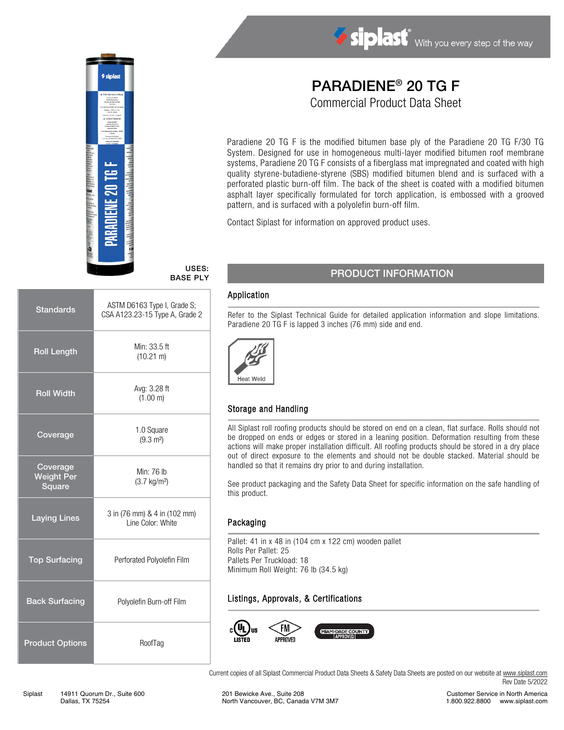# PARADIENE® 20 TG F

## Commercial Product Data Sheet

Paradiene 20 TG F is the modified bitumen base ply of the Paradiene 20 TG F/30 TG System. Designed for use in homogeneous multi-layer modified bitumen roof membrane systems, Paradiene 20 TG F consists of a fiberglass mat impregnated and coated with high quality styrene-butadiene-styrene (SBS) modified bitumen blend and is surfaced with a perforated plastic burn-off film. The back of the sheet is coated with a modified bitumen asphalt layer specifically formulated for torch application, is embossed with a grooved pattern, and is surfaced with a polyolefin burn-off film.

Contact Siplast for information on approved product uses.

**USES: BASE PLY**

| | |
|---|---|
| Standards | ASTM D6163 Type I, Grade S; CSA A123.23-15 Type A, Grade 2 |
| Roll Length | Min: 33.5 ft (10.21 m) |
| Roll Width | Avg: 3.28 ft (1.00 m) |
| Coverage | 1.0 Square (9.3 m²) |
| Coverage Weight Per Square | Min: 76 lb (3.7 kg/m²) |
| Laying Lines | 3 in (76 mm) & 4 in (102 mm) Line Color: White |
| Top Surfacing | Perforated Polyolefin Film |
| Back Surfacing | Polyolefin Burn-off Film |
| Product Options | RoofTag |

## PRODUCT INFORMATION

### Application

Refer to the Siplast Technical Guide for detailed application information and slope limitations. Paradiene 20 TG F is lapped 3 inches (76 mm) side and end.

Heat Weld

### Storage and Handling

All Siplast roll roofing products should be stored on end on a clean, flat surface. Rolls should not be dropped on ends or edges or stored in a leaning position. Deformation resulting from these actions will make proper installation difficult. All roofing products should be stored in a dry place out of direct exposure to the elements and should not be double stacked. Material should be handled so that it remains dry prior to and during installation.

See product packaging and the Safety Data Sheet for specific information on the safe handling of this product.

### Packaging

Pallet: 41 in x 48 in (104 cm x 122 cm) wooden pallet
Rolls Per Pallet: 25
Pallets Per Truckload: 18
Minimum Roll Weight: 76 lb (34.5 kg)

### Listings, Approvals, & Certifications

cULus LISTED — FM APPROVED — MIAMI-DADE COUNTY APPROVED

Current copies of all Siplast Commercial Product Data Sheets & Safety Data Sheets are posted on our website at www.siplast.com

Rev Date 5/2022

Siplast 14911 Quorum Dr., Suite 600 Dallas, TX 75254 — 201 Bewicke Ave., Suite 208 North Vancouver, BC, Canada V7M 3M7 — Customer Service in North America 1.800.922.8800 www.siplast.com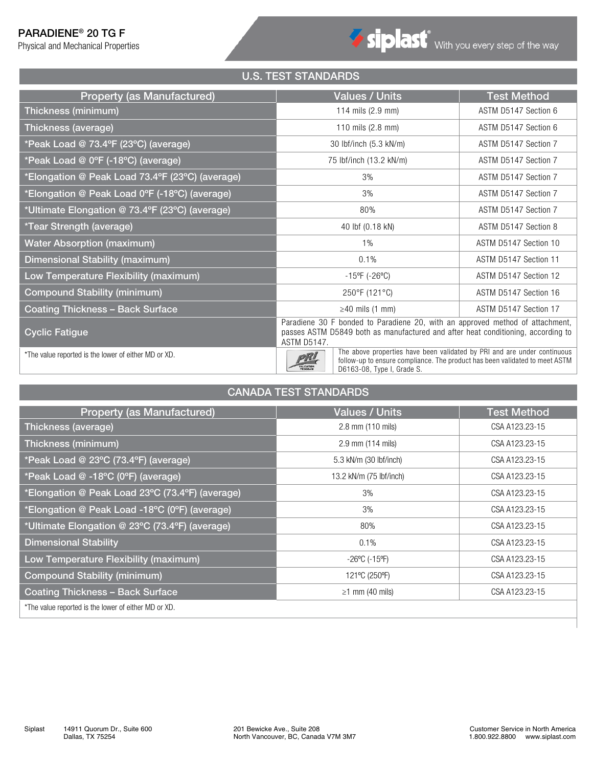# PARADIENE® 20 TG F

Physical and Mechanical Properties

## U.S. TEST STANDARDS

| Property (as Manufactured) | Values / Units | Test Method |
|---|---|---|
| Thickness (minimum) | 114 mils (2.9 mm) | ASTM D5147 Section 6 |
| Thickness (average) | 110 mils (2.8 mm) | ASTM D5147 Section 6 |
| *Peak Load @ 73.4ºF (23ºC) (average) | 30 lbf/inch (5.3 kN/m) | ASTM D5147 Section 7 |
| *Peak Load @ 0ºF (-18ºC) (average) | 75 lbf/inch (13.2 kN/m) | ASTM D5147 Section 7 |
| *Elongation @ Peak Load 73.4ºF (23ºC) (average) | 3% | ASTM D5147 Section 7 |
| *Elongation @ Peak Load 0ºF (-18ºC) (average) | 3% | ASTM D5147 Section 7 |
| *Ultimate Elongation @ 73.4ºF (23ºC) (average) | 80% | ASTM D5147 Section 7 |
| *Tear Strength (average) | 40 lbf (0.18 kN) | ASTM D5147 Section 8 |
| Water Absorption (maximum) | 1% | ASTM D5147 Section 10 |
| Dimensional Stability (maximum) | 0.1% | ASTM D5147 Section 11 |
| Low Temperature Flexibility (maximum) | -15ºF (-26ºC) | ASTM D5147 Section 12 |
| Compound Stability (minimum) | 250°F (121°C) | ASTM D5147 Section 16 |
| Coating Thickness – Back Surface | ≥40 mils (1 mm) | ASTM D5147 Section 17 |
| Cyclic Fatigue | Paradiene 30 F bonded to Paradiene 20, with an approved method of attachment, passes ASTM D5849 both as manufactured and after heat conditioning, according to ASTM D5147. | |
| *The value reported is the lower of either MD or XD. | The above properties have been validated by PRI and are under continuous follow-up to ensure compliance. The product has been validated to meet ASTM D6163-08, Type I, Grade S. | |

## CANADA TEST STANDARDS

| Property (as Manufactured) | Values / Units | Test Method |
|---|---|---|
| Thickness (average) | 2.8 mm (110 mils) | CSA A123.23-15 |
| Thickness (minimum) | 2.9 mm (114 mils) | CSA A123.23-15 |
| *Peak Load @ 23ºC (73.4ºF) (average) | 5.3 kN/m (30 lbf/inch) | CSA A123.23-15 |
| *Peak Load @ -18ºC (0ºF) (average) | 13.2 kN/m (75 lbf/inch) | CSA A123.23-15 |
| *Elongation @ Peak Load 23ºC (73.4ºF) (average) | 3% | CSA A123.23-15 |
| *Elongation @ Peak Load -18ºC (0ºF) (average) | 3% | CSA A123.23-15 |
| *Ultimate Elongation @ 23ºC (73.4ºF) (average) | 80% | CSA A123.23-15 |
| Dimensional Stability | 0.1% | CSA A123.23-15 |
| Low Temperature Flexibility (maximum) | -26ºC (-15ºF) | CSA A123.23-15 |
| Compound Stability (minimum) | 121ºC (250ºF) | CSA A123.23-15 |
| Coating Thickness – Back Surface | ≥1 mm (40 mils) | CSA A123.23-15 |

*The value reported is the lower of either MD or XD.

Siplast 14911 Quorum Dr., Suite 600 Dallas, TX 75254

201 Bewicke Ave., Suite 208 North Vancouver, BC, Canada V7M 3M7

Customer Service in North America 1.800.922.8800 www.siplast.com